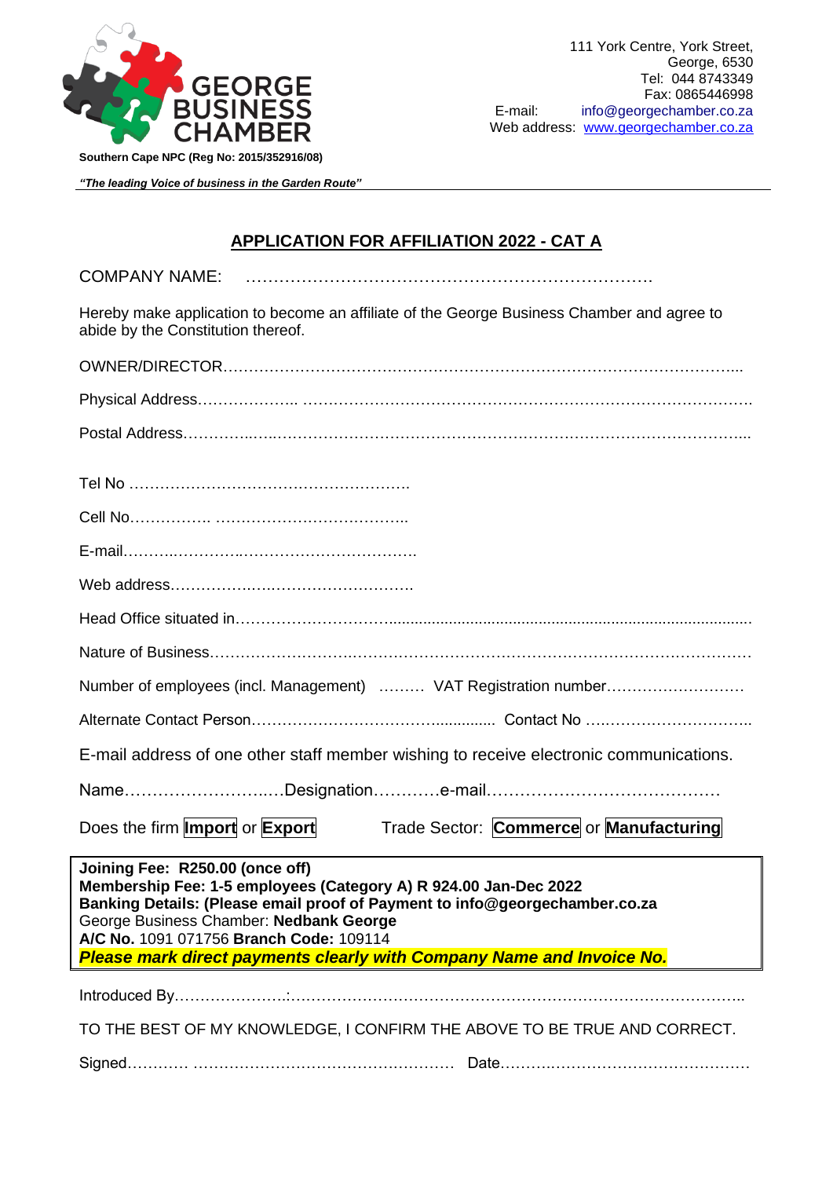GEORGE BUSINESS CHAMBER

111 York Centre, York Street,
George, 6530
Tel: 044 8743349
Fax: 0865446998
E-mail: info@georgechamber.co.za
Web address: www.georgechamber.co.za

**Southern Cape NPC (Reg No: 2015/352916/08)**

***"The leading Voice of business in the Garden Route"***

## APPLICATION FOR AFFILIATION 2022 - CAT A

COMPANY NAME: ……………………………………………………………….

Hereby make application to become an affiliate of the George Business Chamber and agree to abide by the Constitution thereof.

OWNER/DIRECTOR………………………………………………………………………………………...

Physical Address……………….. …………………………………………………………………………….

Postal Address…………..…..…………………………………………………………………………………...

Tel No ……………………………………………….

Cell No……………. ……………………………….

E-mail………..…………..…………………………….

Web address…………….….…………………………….

Head Office situated in…..………………..………...............................................................................

Nature of Business……..……………….……….…………………………………………………………

Number of employees (incl. Management) ……… VAT Registration number………………………

Alternate Contact Person………………………………….............. Contact No ….……………………….

E-mail address of one other staff member wishing to receive electronic communications.

Name……………………..…Designation…………e-mail……………………………………

Does the firm **Import** or **Export** Trade Sector: **Commerce** or **Manufacturing**

**Joining Fee: R250.00 (once off)**
**Membership Fee: 1-5 employees (Category A) R 924.00 Jan-Dec 2022**
**Banking Details: (Please email proof of Payment to info@georgechamber.co.za**
George Business Chamber: **Nedbank George**
**A/C No.** 1091 071756 **Branch Code:** 109114
***Please mark direct payments clearly with Company Name and Invoice No.***

Introduced By…………………:…………………………………………………………………………..

TO THE BEST OF MY KNOWLEDGE, I CONFIRM THE ABOVE TO BE TRUE AND CORRECT.

Signed………… …………………………………………… Date………..……………………………….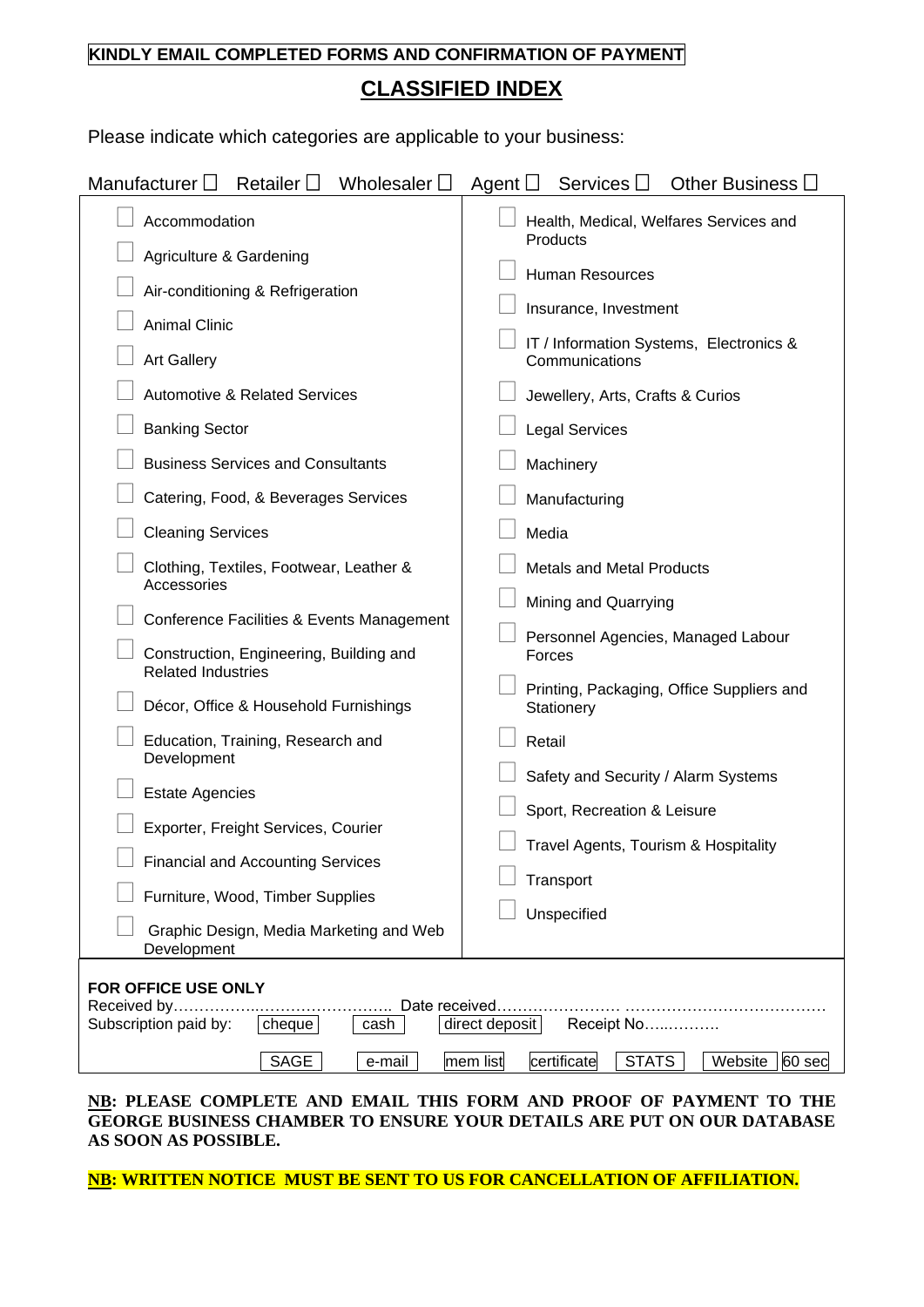**KINDLY EMAIL COMPLETED FORMS AND CONFIRMATION OF PAYMENT**

# CLASSIFIED INDEX

Please indicate which categories are applicable to your business:

Manufacturer ☐ Retailer ☐ Wholesaler ☐ Agent ☐ Services ☐ Other Business ☐

| | |
|---|---|
| ☐ Accommodation | ☐ Health, Medical, Welfares Services and Products |
| ☐ Agriculture & Gardening | ☐ Human Resources |
| ☐ Air-conditioning & Refrigeration | ☐ Insurance, Investment |
| ☐ Animal Clinic | ☐ IT / Information Systems, Electronics & Communications |
| ☐ Art Gallery | ☐ Jewellery, Arts, Crafts & Curios |
| ☐ Automotive & Related Services | ☐ Legal Services |
| ☐ Banking Sector | ☐ Machinery |
| ☐ Business Services and Consultants | ☐ Manufacturing |
| ☐ Catering, Food, & Beverages Services | ☐ Media |
| ☐ Cleaning Services | ☐ Metals and Metal Products |
| ☐ Clothing, Textiles, Footwear, Leather & Accessories | ☐ Mining and Quarrying |
| ☐ Conference Facilities & Events Management | ☐ Personnel Agencies, Managed Labour Forces |
| ☐ Construction, Engineering, Building and Related Industries | ☐ Printing, Packaging, Office Suppliers and Stationery |
| ☐ Décor, Office & Household Furnishings | ☐ Retail |
| ☐ Education, Training, Research and Development | ☐ Safety and Security / Alarm Systems |
| ☐ Estate Agencies | ☐ Sport, Recreation & Leisure |
| ☐ Exporter, Freight Services, Courier | ☐ Travel Agents, Tourism & Hospitality |
| ☐ Financial and Accounting Services | ☐ Transport |
| ☐ Furniture, Wood, Timber Supplies | ☐ Unspecified |
| ☐ Graphic Design, Media Marketing and Web Development | |

**FOR OFFICE USE ONLY**

Received by……………..…………………….. Date received…………………… …………………………………

Subscription paid by: cheque cash direct deposit Receipt No…..……….

SAGE e-mail mem list certificate STATS Website 60 sec

**NB: PLEASE COMPLETE AND EMAIL THIS FORM AND PROOF OF PAYMENT TO THE GEORGE BUSINESS CHAMBER TO ENSURE YOUR DETAILS ARE PUT ON OUR DATABASE AS SOON AS POSSIBLE.**

**NB: WRITTEN NOTICE MUST BE SENT TO US FOR CANCELLATION OF AFFILIATION.**